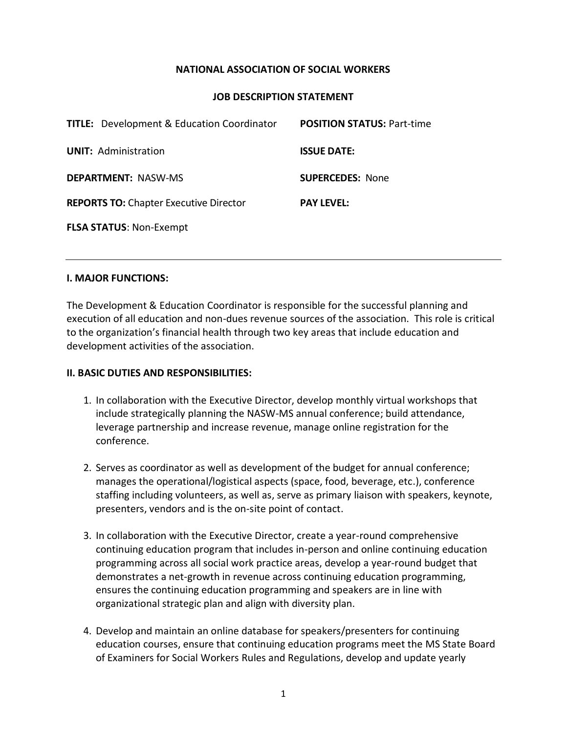**NATIONAL ASSOCIATION OF SOCIAL WORKERS**

**JOB DESCRIPTION STATEMENT**

| | |
|---|---|
| **TITLE:** Development & Education Coordinator | **POSITION STATUS:** Part-time |
| **UNIT:** Administration | **ISSUE DATE:** |
| **DEPARTMENT:** NASW-MS | **SUPERCEDES:** None |
| **REPORTS TO:** Chapter Executive Director | **PAY LEVEL:** |
| **FLSA STATUS**: Non-Exempt | |

---

**I. MAJOR FUNCTIONS:**

The Development & Education Coordinator is responsible for the successful planning and execution of all education and non-dues revenue sources of the association. This role is critical to the organization's financial health through two key areas that include education and development activities of the association.

**II. BASIC DUTIES AND RESPONSIBILITIES:**

1. In collaboration with the Executive Director, develop monthly virtual workshops that include strategically planning the NASW-MS annual conference; build attendance, leverage partnership and increase revenue, manage online registration for the conference.

2. Serves as coordinator as well as development of the budget for annual conference; manages the operational/logistical aspects (space, food, beverage, etc.), conference staffing including volunteers, as well as, serve as primary liaison with speakers, keynote, presenters, vendors and is the on-site point of contact.

3. In collaboration with the Executive Director, create a year-round comprehensive continuing education program that includes in-person and online continuing education programming across all social work practice areas, develop a year-round budget that demonstrates a net-growth in revenue across continuing education programming, ensures the continuing education programming and speakers are in line with organizational strategic plan and align with diversity plan.

4. Develop and maintain an online database for speakers/presenters for continuing education courses, ensure that continuing education programs meet the MS State Board of Examiners for Social Workers Rules and Regulations, develop and update yearly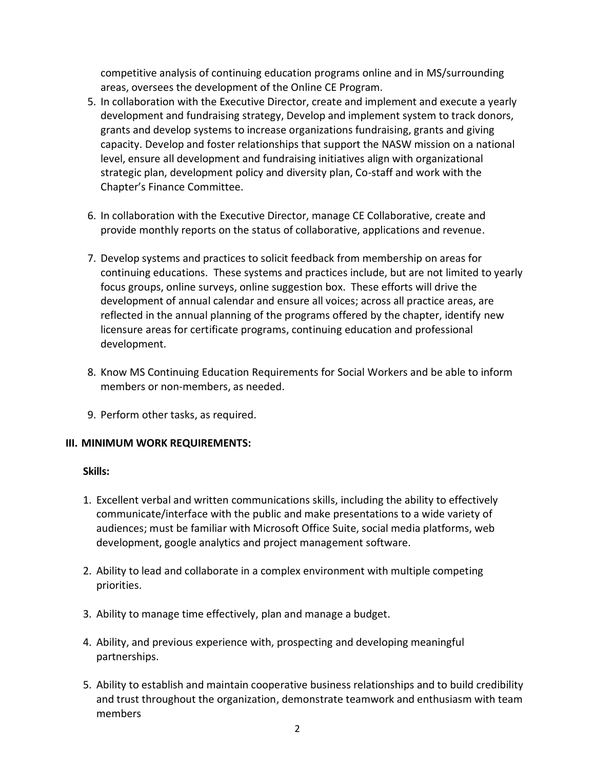competitive analysis of continuing education programs online and in MS/surrounding areas, oversees the development of the Online CE Program.

5. In collaboration with the Executive Director, create and implement and execute a yearly development and fundraising strategy, Develop and implement system to track donors, grants and develop systems to increase organizations fundraising, grants and giving capacity. Develop and foster relationships that support the NASW mission on a national level, ensure all development and fundraising initiatives align with organizational strategic plan, development policy and diversity plan, Co-staff and work with the Chapter's Finance Committee.

6. In collaboration with the Executive Director, manage CE Collaborative, create and provide monthly reports on the status of collaborative, applications and revenue.

7. Develop systems and practices to solicit feedback from membership on areas for continuing educations. These systems and practices include, but are not limited to yearly focus groups, online surveys, online suggestion box. These efforts will drive the development of annual calendar and ensure all voices; across all practice areas, are reflected in the annual planning of the programs offered by the chapter, identify new licensure areas for certificate programs, continuing education and professional development.

8. Know MS Continuing Education Requirements for Social Workers and be able to inform members or non-members, as needed.

9. Perform other tasks, as required.

## III. MINIMUM WORK REQUIREMENTS:

**Skills:**

1. Excellent verbal and written communications skills, including the ability to effectively communicate/interface with the public and make presentations to a wide variety of audiences; must be familiar with Microsoft Office Suite, social media platforms, web development, google analytics and project management software.

2. Ability to lead and collaborate in a complex environment with multiple competing priorities.

3. Ability to manage time effectively, plan and manage a budget.

4. Ability, and previous experience with, prospecting and developing meaningful partnerships.

5. Ability to establish and maintain cooperative business relationships and to build credibility and trust throughout the organization, demonstrate teamwork and enthusiasm with team members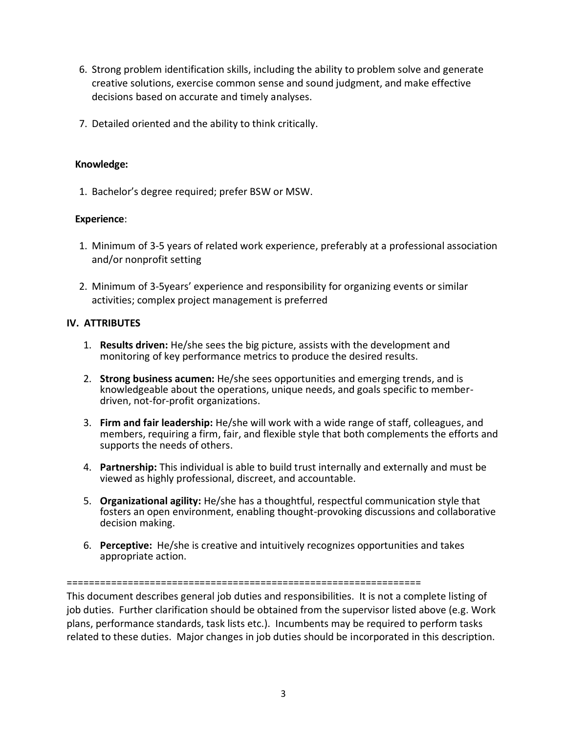6. Strong problem identification skills, including the ability to problem solve and generate creative solutions, exercise common sense and sound judgment, and make effective decisions based on accurate and timely analyses.

7. Detailed oriented and the ability to think critically.

**Knowledge:**

1. Bachelor's degree required; prefer BSW or MSW.

**Experience**:

1. Minimum of 3-5 years of related work experience, preferably at a professional association and/or nonprofit setting

2. Minimum of 3-5years' experience and responsibility for organizing events or similar activities; complex project management is preferred

## IV. ATTRIBUTES

1. **Results driven:** He/she sees the big picture, assists with the development and monitoring of key performance metrics to produce the desired results.

2. **Strong business acumen:** He/she sees opportunities and emerging trends, and is knowledgeable about the operations, unique needs, and goals specific to member-driven, not-for-profit organizations.

3. **Firm and fair leadership:** He/she will work with a wide range of staff, colleagues, and members, requiring a firm, fair, and flexible style that both complements the efforts and supports the needs of others.

4. **Partnership:** This individual is able to build trust internally and externally and must be viewed as highly professional, discreet, and accountable.

5. **Organizational agility:** He/she has a thoughtful, respectful communication style that fosters an open environment, enabling thought-provoking discussions and collaborative decision making.

6. **Perceptive:** He/she is creative and intuitively recognizes opportunities and takes appropriate action.

==================================================================

This document describes general job duties and responsibilities. It is not a complete listing of job duties. Further clarification should be obtained from the supervisor listed above (e.g. Work plans, performance standards, task lists etc.). Incumbents may be required to perform tasks related to these duties. Major changes in job duties should be incorporated in this description.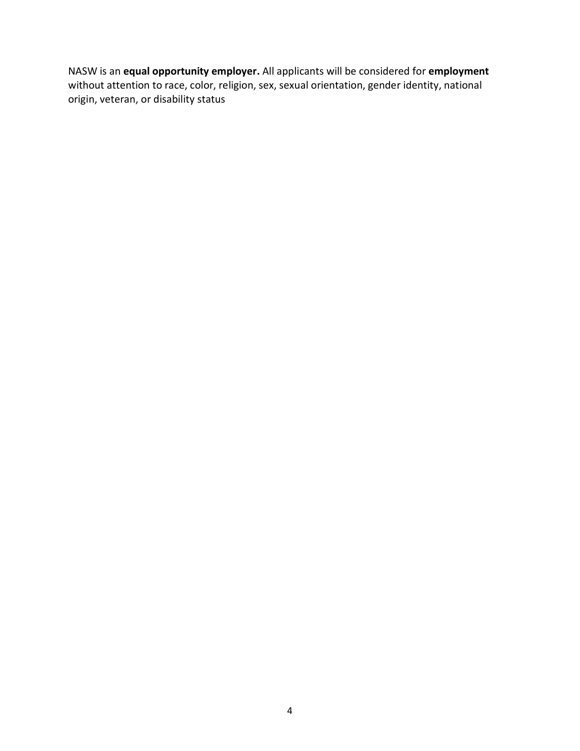NASW is an **equal opportunity employer.** All applicants will be considered for **employment** without attention to race, color, religion, sex, sexual orientation, gender identity, national origin, veteran, or disability status